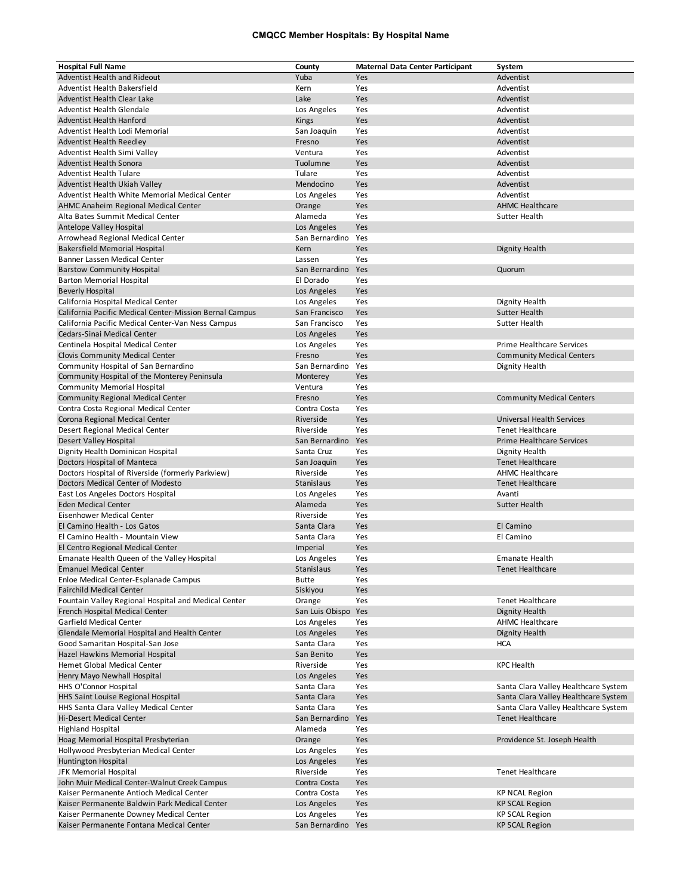# CMQCC Member Hospitals: By Hospital Name

| Hospital Full Name | County | Maternal Data Center Participant | System |
|---|---|---|---|
| Adventist Health and Rideout | Yuba | Yes | Adventist |
| Adventist Health Bakersfield | Kern | Yes | Adventist |
| Adventist Health Clear Lake | Lake | Yes | Adventist |
| Adventist Health Glendale | Los Angeles | Yes | Adventist |
| Adventist Health Hanford | Kings | Yes | Adventist |
| Adventist Health Lodi Memorial | San Joaquin | Yes | Adventist |
| Adventist Health Reedley | Fresno | Yes | Adventist |
| Adventist Health Simi Valley | Ventura | Yes | Adventist |
| Adventist Health Sonora | Tuolumne | Yes | Adventist |
| Adventist Health Tulare | Tulare | Yes | Adventist |
| Adventist Health Ukiah Valley | Mendocino | Yes | Adventist |
| Adventist Health White Memorial Medical Center | Los Angeles | Yes | Adventist |
| AHMC Anaheim Regional Medical Center | Orange | Yes | AHMC Healthcare |
| Alta Bates Summit Medical Center | Alameda | Yes | Sutter Health |
| Antelope Valley Hospital | Los Angeles | Yes | |
| Arrowhead Regional Medical Center | San Bernardino | Yes | |
| Bakersfield Memorial Hospital | Kern | Yes | Dignity Health |
| Banner Lassen Medical Center | Lassen | Yes | |
| Barstow Community Hospital | San Bernardino | Yes | Quorum |
| Barton Memorial Hospital | El Dorado | Yes | |
| Beverly Hospital | Los Angeles | Yes | |
| California Hospital Medical Center | Los Angeles | Yes | Dignity Health |
| California Pacific Medical Center-Mission Bernal Campus | San Francisco | Yes | Sutter Health |
| California Pacific Medical Center-Van Ness Campus | San Francisco | Yes | Sutter Health |
| Cedars-Sinai Medical Center | Los Angeles | Yes | |
| Centinela Hospital Medical Center | Los Angeles | Yes | Prime Healthcare Services |
| Clovis Community Medical Center | Fresno | Yes | Community Medical Centers |
| Community Hospital of San Bernardino | San Bernardino | Yes | Dignity Health |
| Community Hospital of the Monterey Peninsula | Monterey | Yes | |
| Community Memorial Hospital | Ventura | Yes | |
| Community Regional Medical Center | Fresno | Yes | Community Medical Centers |
| Contra Costa Regional Medical Center | Contra Costa | Yes | |
| Corona Regional Medical Center | Riverside | Yes | Universal Health Services |
| Desert Regional Medical Center | Riverside | Yes | Tenet Healthcare |
| Desert Valley Hospital | San Bernardino | Yes | Prime Healthcare Services |
| Dignity Health Dominican Hospital | Santa Cruz | Yes | Dignity Health |
| Doctors Hospital of Manteca | San Joaquin | Yes | Tenet Healthcare |
| Doctors Hospital of Riverside (formerly Parkview) | Riverside | Yes | AHMC Healthcare |
| Doctors Medical Center of Modesto | Stanislaus | Yes | Tenet Healthcare |
| East Los Angeles Doctors Hospital | Los Angeles | Yes | Avanti |
| Eden Medical Center | Alameda | Yes | Sutter Health |
| Eisenhower Medical Center | Riverside | Yes | |
| El Camino Health - Los Gatos | Santa Clara | Yes | El Camino |
| El Camino Health - Mountain View | Santa Clara | Yes | El Camino |
| El Centro Regional Medical Center | Imperial | Yes | |
| Emanate Health Queen of the Valley Hospital | Los Angeles | Yes | Emanate Health |
| Emanuel Medical Center | Stanislaus | Yes | Tenet Healthcare |
| Enloe Medical Center-Esplanade Campus | Butte | Yes | |
| Fairchild Medical Center | Siskiyou | Yes | |
| Fountain Valley Regional Hospital and Medical Center | Orange | Yes | Tenet Healthcare |
| French Hospital Medical Center | San Luis Obispo | Yes | Dignity Health |
| Garfield Medical Center | Los Angeles | Yes | AHMC Healthcare |
| Glendale Memorial Hospital and Health Center | Los Angeles | Yes | Dignity Health |
| Good Samaritan Hospital-San Jose | Santa Clara | Yes | HCA |
| Hazel Hawkins Memorial Hospital | San Benito | Yes | |
| Hemet Global Medical Center | Riverside | Yes | KPC Health |
| Henry Mayo Newhall Hospital | Los Angeles | Yes | |
| HHS O'Connor Hospital | Santa Clara | Yes | Santa Clara Valley Healthcare System |
| HHS Saint Louise Regional Hospital | Santa Clara | Yes | Santa Clara Valley Healthcare System |
| HHS Santa Clara Valley Medical Center | Santa Clara | Yes | Santa Clara Valley Healthcare System |
| Hi-Desert Medical Center | San Bernardino | Yes | Tenet Healthcare |
| Highland Hospital | Alameda | Yes | |
| Hoag Memorial Hospital Presbyterian | Orange | Yes | Providence St. Joseph Health |
| Hollywood Presbyterian Medical Center | Los Angeles | Yes | |
| Huntington Hospital | Los Angeles | Yes | |
| JFK Memorial Hospital | Riverside | Yes | Tenet Healthcare |
| John Muir Medical Center-Walnut Creek Campus | Contra Costa | Yes | |
| Kaiser Permanente Antioch Medical Center | Contra Costa | Yes | KP NCAL Region |
| Kaiser Permanente Baldwin Park Medical Center | Los Angeles | Yes | KP SCAL Region |
| Kaiser Permanente Downey Medical Center | Los Angeles | Yes | KP SCAL Region |
| Kaiser Permanente Fontana Medical Center | San Bernardino | Yes | KP SCAL Region |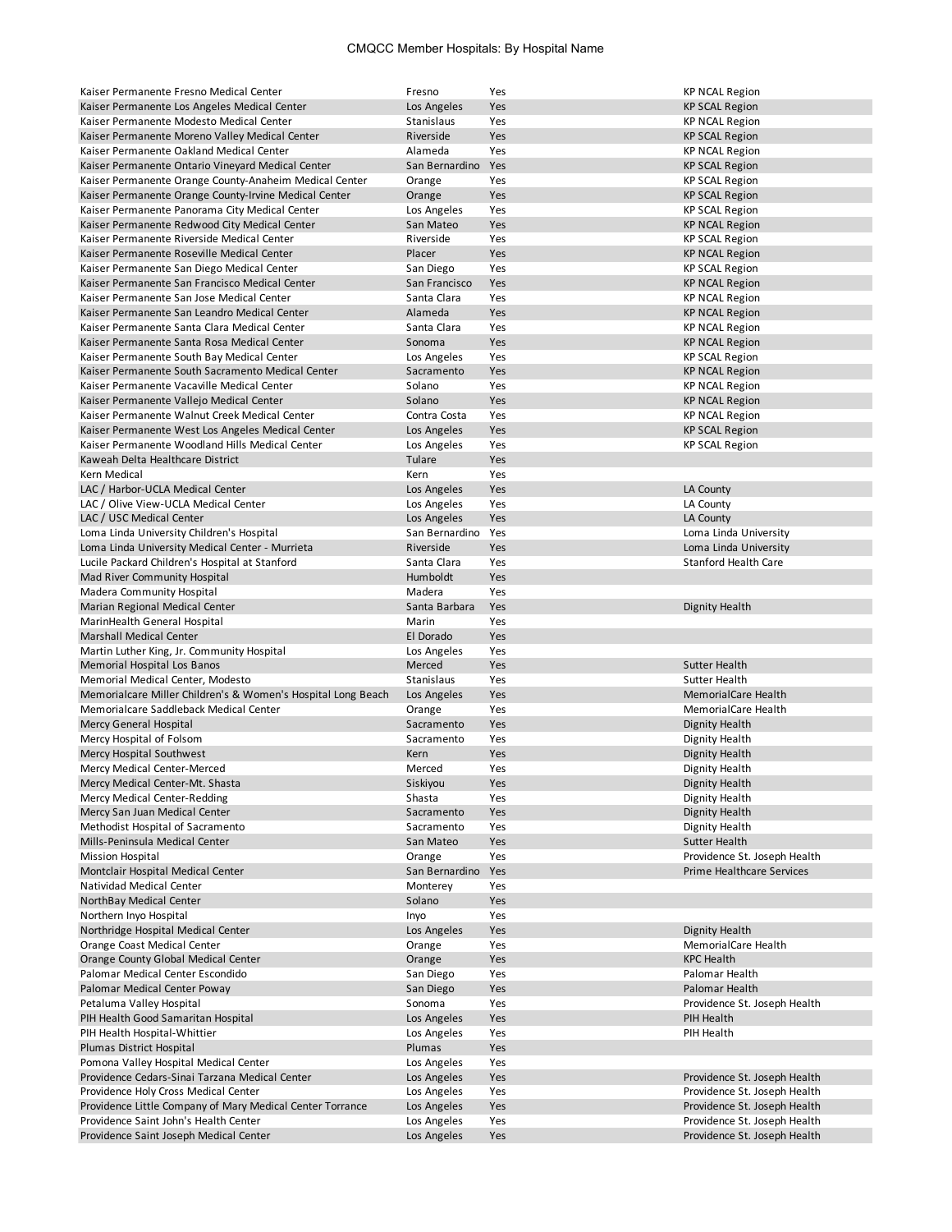# CMQCC Member Hospitals: By Hospital Name

| | | | |
|---|---|---|---|
| Kaiser Permanente Fresno Medical Center | Fresno | Yes | KP NCAL Region |
| Kaiser Permanente Los Angeles Medical Center | Los Angeles | Yes | KP SCAL Region |
| Kaiser Permanente Modesto Medical Center | Stanislaus | Yes | KP NCAL Region |
| Kaiser Permanente Moreno Valley Medical Center | Riverside | Yes | KP SCAL Region |
| Kaiser Permanente Oakland Medical Center | Alameda | Yes | KP NCAL Region |
| Kaiser Permanente Ontario Vineyard Medical Center | San Bernardino | Yes | KP SCAL Region |
| Kaiser Permanente Orange County-Anaheim Medical Center | Orange | Yes | KP SCAL Region |
| Kaiser Permanente Orange County-Irvine Medical Center | Orange | Yes | KP SCAL Region |
| Kaiser Permanente Panorama City Medical Center | Los Angeles | Yes | KP SCAL Region |
| Kaiser Permanente Redwood City Medical Center | San Mateo | Yes | KP NCAL Region |
| Kaiser Permanente Riverside Medical Center | Riverside | Yes | KP SCAL Region |
| Kaiser Permanente Roseville Medical Center | Placer | Yes | KP NCAL Region |
| Kaiser Permanente San Diego Medical Center | San Diego | Yes | KP SCAL Region |
| Kaiser Permanente San Francisco Medical Center | San Francisco | Yes | KP NCAL Region |
| Kaiser Permanente San Jose Medical Center | Santa Clara | Yes | KP NCAL Region |
| Kaiser Permanente San Leandro Medical Center | Alameda | Yes | KP NCAL Region |
| Kaiser Permanente Santa Clara Medical Center | Santa Clara | Yes | KP NCAL Region |
| Kaiser Permanente Santa Rosa Medical Center | Sonoma | Yes | KP NCAL Region |
| Kaiser Permanente South Bay Medical Center | Los Angeles | Yes | KP SCAL Region |
| Kaiser Permanente South Sacramento Medical Center | Sacramento | Yes | KP NCAL Region |
| Kaiser Permanente Vacaville Medical Center | Solano | Yes | KP NCAL Region |
| Kaiser Permanente Vallejo Medical Center | Solano | Yes | KP NCAL Region |
| Kaiser Permanente Walnut Creek Medical Center | Contra Costa | Yes | KP NCAL Region |
| Kaiser Permanente West Los Angeles Medical Center | Los Angeles | Yes | KP SCAL Region |
| Kaiser Permanente Woodland Hills Medical Center | Los Angeles | Yes | KP SCAL Region |
| Kaweah Delta Healthcare District | Tulare | Yes | |
| Kern Medical | Kern | Yes | |
| LAC / Harbor-UCLA Medical Center | Los Angeles | Yes | LA County |
| LAC / Olive View-UCLA Medical Center | Los Angeles | Yes | LA County |
| LAC / USC Medical Center | Los Angeles | Yes | LA County |
| Loma Linda University Children's Hospital | San Bernardino | Yes | Loma Linda University |
| Loma Linda University Medical Center - Murrieta | Riverside | Yes | Loma Linda University |
| Lucile Packard Children's Hospital at Stanford | Santa Clara | Yes | Stanford Health Care |
| Mad River Community Hospital | Humboldt | Yes | |
| Madera Community Hospital | Madera | Yes | |
| Marian Regional Medical Center | Santa Barbara | Yes | Dignity Health |
| MarinHealth General Hospital | Marin | Yes | |
| Marshall Medical Center | El Dorado | Yes | |
| Martin Luther King, Jr. Community Hospital | Los Angeles | Yes | |
| Memorial Hospital Los Banos | Merced | Yes | Sutter Health |
| Memorial Medical Center, Modesto | Stanislaus | Yes | Sutter Health |
| Memorialcare Miller Children's & Women's Hospital Long Beach | Los Angeles | Yes | MemorialCare Health |
| Memorialcare Saddleback Medical Center | Orange | Yes | MemorialCare Health |
| Mercy General Hospital | Sacramento | Yes | Dignity Health |
| Mercy Hospital of Folsom | Sacramento | Yes | Dignity Health |
| Mercy Hospital Southwest | Kern | Yes | Dignity Health |
| Mercy Medical Center-Merced | Merced | Yes | Dignity Health |
| Mercy Medical Center-Mt. Shasta | Siskiyou | Yes | Dignity Health |
| Mercy Medical Center-Redding | Shasta | Yes | Dignity Health |
| Mercy San Juan Medical Center | Sacramento | Yes | Dignity Health |
| Methodist Hospital of Sacramento | Sacramento | Yes | Dignity Health |
| Mills-Peninsula Medical Center | San Mateo | Yes | Sutter Health |
| Mission Hospital | Orange | Yes | Providence St. Joseph Health |
| Montclair Hospital Medical Center | San Bernardino | Yes | Prime Healthcare Services |
| Natividad Medical Center | Monterey | Yes | |
| NorthBay Medical Center | Solano | Yes | |
| Northern Inyo Hospital | Inyo | Yes | |
| Northridge Hospital Medical Center | Los Angeles | Yes | Dignity Health |
| Orange Coast Medical Center | Orange | Yes | MemorialCare Health |
| Orange County Global Medical Center | Orange | Yes | KPC Health |
| Palomar Medical Center Escondido | San Diego | Yes | Palomar Health |
| Palomar Medical Center Poway | San Diego | Yes | Palomar Health |
| Petaluma Valley Hospital | Sonoma | Yes | Providence St. Joseph Health |
| PIH Health Good Samaritan Hospital | Los Angeles | Yes | PIH Health |
| PIH Health Hospital-Whittier | Los Angeles | Yes | PIH Health |
| Plumas District Hospital | Plumas | Yes | |
| Pomona Valley Hospital Medical Center | Los Angeles | Yes | |
| Providence Cedars-Sinai Tarzana Medical Center | Los Angeles | Yes | Providence St. Joseph Health |
| Providence Holy Cross Medical Center | Los Angeles | Yes | Providence St. Joseph Health |
| Providence Little Company of Mary Medical Center Torrance | Los Angeles | Yes | Providence St. Joseph Health |
| Providence Saint John's Health Center | Los Angeles | Yes | Providence St. Joseph Health |
| Providence Saint Joseph Medical Center | Los Angeles | Yes | Providence St. Joseph Health |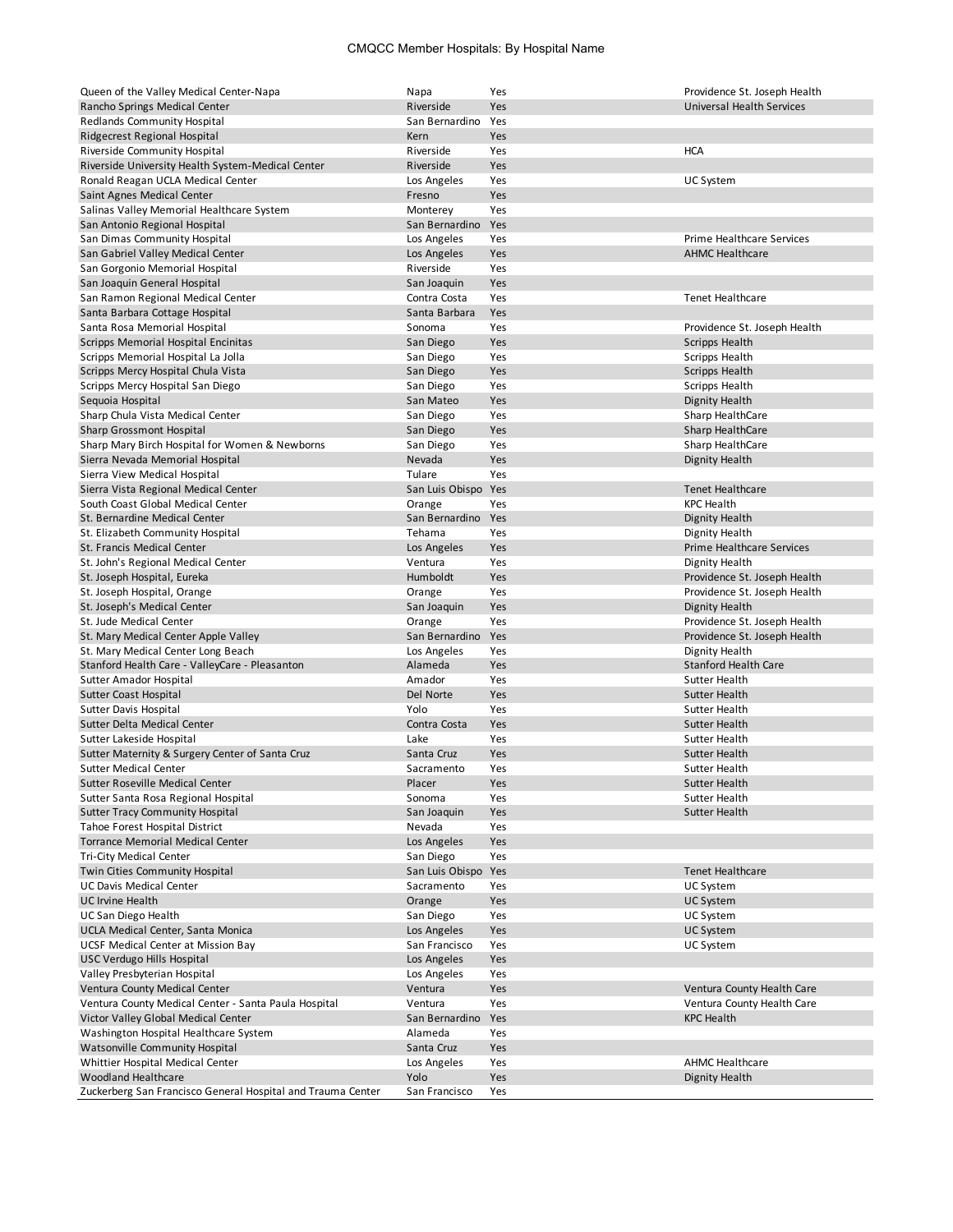| | | | |
|---|---|---|---|
| Queen of the Valley Medical Center-Napa | Napa | Yes | Providence St. Joseph Health |
| Rancho Springs Medical Center | Riverside | Yes | Universal Health Services |
| Redlands Community Hospital | San Bernardino | Yes | |
| Ridgecrest Regional Hospital | Kern | Yes | |
| Riverside Community Hospital | Riverside | Yes | HCA |
| Riverside University Health System-Medical Center | Riverside | Yes | |
| Ronald Reagan UCLA Medical Center | Los Angeles | Yes | UC System |
| Saint Agnes Medical Center | Fresno | Yes | |
| Salinas Valley Memorial Healthcare System | Monterey | Yes | |
| San Antonio Regional Hospital | San Bernardino | Yes | |
| San Dimas Community Hospital | Los Angeles | Yes | Prime Healthcare Services |
| San Gabriel Valley Medical Center | Los Angeles | Yes | AHMC Healthcare |
| San Gorgonio Memorial Hospital | Riverside | Yes | |
| San Joaquin General Hospital | San Joaquin | Yes | |
| San Ramon Regional Medical Center | Contra Costa | Yes | Tenet Healthcare |
| Santa Barbara Cottage Hospital | Santa Barbara | Yes | |
| Santa Rosa Memorial Hospital | Sonoma | Yes | Providence St. Joseph Health |
| Scripps Memorial Hospital Encinitas | San Diego | Yes | Scripps Health |
| Scripps Memorial Hospital La Jolla | San Diego | Yes | Scripps Health |
| Scripps Mercy Hospital Chula Vista | San Diego | Yes | Scripps Health |
| Scripps Mercy Hospital San Diego | San Diego | Yes | Scripps Health |
| Sequoia Hospital | San Mateo | Yes | Dignity Health |
| Sharp Chula Vista Medical Center | San Diego | Yes | Sharp HealthCare |
| Sharp Grossmont Hospital | San Diego | Yes | Sharp HealthCare |
| Sharp Mary Birch Hospital for Women & Newborns | San Diego | Yes | Sharp HealthCare |
| Sierra Nevada Memorial Hospital | Nevada | Yes | Dignity Health |
| Sierra View Medical Hospital | Tulare | Yes | |
| Sierra Vista Regional Medical Center | San Luis Obispo | Yes | Tenet Healthcare |
| South Coast Global Medical Center | Orange | Yes | KPC Health |
| St. Bernardine Medical Center | San Bernardino | Yes | Dignity Health |
| St. Elizabeth Community Hospital | Tehama | Yes | Dignity Health |
| St. Francis Medical Center | Los Angeles | Yes | Prime Healthcare Services |
| St. John's Regional Medical Center | Ventura | Yes | Dignity Health |
| St. Joseph Hospital, Eureka | Humboldt | Yes | Providence St. Joseph Health |
| St. Joseph Hospital, Orange | Orange | Yes | Providence St. Joseph Health |
| St. Joseph's Medical Center | San Joaquin | Yes | Dignity Health |
| St. Jude Medical Center | Orange | Yes | Providence St. Joseph Health |
| St. Mary Medical Center Apple Valley | San Bernardino | Yes | Providence St. Joseph Health |
| St. Mary Medical Center Long Beach | Los Angeles | Yes | Dignity Health |
| Stanford Health Care - ValleyCare - Pleasanton | Alameda | Yes | Stanford Health Care |
| Sutter Amador Hospital | Amador | Yes | Sutter Health |
| Sutter Coast Hospital | Del Norte | Yes | Sutter Health |
| Sutter Davis Hospital | Yolo | Yes | Sutter Health |
| Sutter Delta Medical Center | Contra Costa | Yes | Sutter Health |
| Sutter Lakeside Hospital | Lake | Yes | Sutter Health |
| Sutter Maternity & Surgery Center of Santa Cruz | Santa Cruz | Yes | Sutter Health |
| Sutter Medical Center | Sacramento | Yes | Sutter Health |
| Sutter Roseville Medical Center | Placer | Yes | Sutter Health |
| Sutter Santa Rosa Regional Hospital | Sonoma | Yes | Sutter Health |
| Sutter Tracy Community Hospital | San Joaquin | Yes | Sutter Health |
| Tahoe Forest Hospital District | Nevada | Yes | |
| Torrance Memorial Medical Center | Los Angeles | Yes | |
| Tri-City Medical Center | San Diego | Yes | |
| Twin Cities Community Hospital | San Luis Obispo | Yes | Tenet Healthcare |
| UC Davis Medical Center | Sacramento | Yes | UC System |
| UC Irvine Health | Orange | Yes | UC System |
| UC San Diego Health | San Diego | Yes | UC System |
| UCLA Medical Center, Santa Monica | Los Angeles | Yes | UC System |
| UCSF Medical Center at Mission Bay | San Francisco | Yes | UC System |
| USC Verdugo Hills Hospital | Los Angeles | Yes | |
| Valley Presbyterian Hospital | Los Angeles | Yes | |
| Ventura County Medical Center | Ventura | Yes | Ventura County Health Care |
| Ventura County Medical Center - Santa Paula Hospital | Ventura | Yes | Ventura County Health Care |
| Victor Valley Global Medical Center | San Bernardino | Yes | KPC Health |
| Washington Hospital Healthcare System | Alameda | Yes | |
| Watsonville Community Hospital | Santa Cruz | Yes | |
| Whittier Hospital Medical Center | Los Angeles | Yes | AHMC Healthcare |
| Woodland Healthcare | Yolo | Yes | Dignity Health |
| Zuckerberg San Francisco General Hospital and Trauma Center | San Francisco | Yes | |